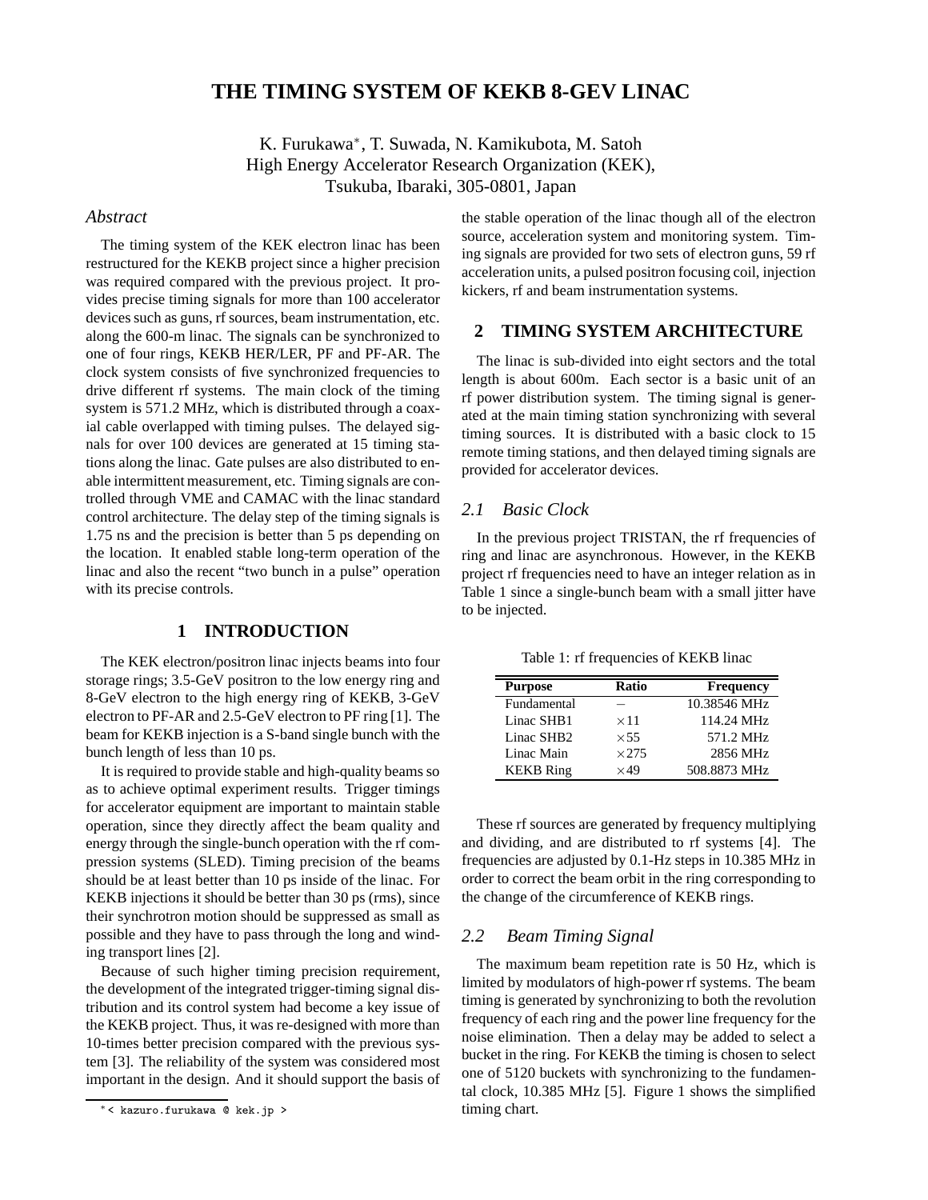# THE TIMING SYSTEM OF KEKB 8-GEV LINAC

K. Furukawa*, T. Suwada, N. Kamikubota, M. Satoh
High Energy Accelerator Research Organization (KEK),
Tsukuba, Ibaraki, 305-0801, Japan

## *Abstract*

The timing system of the KEK electron linac has been restructured for the KEKB project since a higher precision was required compared with the previous project. It provides precise timing signals for more than 100 accelerator devices such as guns, rf sources, beam instrumentation, etc. along the 600-m linac. The signals can be synchronized to one of four rings, KEKB HER/LER, PF and PF-AR. The clock system consists of five synchronized frequencies to drive different rf systems. The main clock of the timing system is 571.2 MHz, which is distributed through a coaxial cable overlapped with timing pulses. The delayed signals for over 100 devices are generated at 15 timing stations along the linac. Gate pulses are also distributed to enable intermittent measurement, etc. Timing signals are controlled through VME and CAMAC with the linac standard control architecture. The delay step of the timing signals is 1.75 ns and the precision is better than 5 ps depending on the location. It enabled stable long-term operation of the linac and also the recent "two bunch in a pulse" operation with its precise controls.

## 1 INTRODUCTION

The KEK electron/positron linac injects beams into four storage rings; 3.5-GeV positron to the low energy ring and 8-GeV electron to the high energy ring of KEKB, 3-GeV electron to PF-AR and 2.5-GeV electron to PF ring [1]. The beam for KEKB injection is a S-band single bunch with the bunch length of less than 10 ps.

It is required to provide stable and high-quality beams so as to achieve optimal experiment results. Trigger timings for accelerator equipment are important to maintain stable operation, since they directly affect the beam quality and energy through the single-bunch operation with the rf compression systems (SLED). Timing precision of the beams should be at least better than 10 ps inside of the linac. For KEKB injections it should be better than 30 ps (rms), since their synchrotron motion should be suppressed as small as possible and they have to pass through the long and winding transport lines [2].

Because of such higher timing precision requirement, the development of the integrated trigger-timing signal distribution and its control system had become a key issue of the KEKB project. Thus, it was re-designed with more than 10-times better precision compared with the previous system [3]. The reliability of the system was considered most important in the design. And it should support the basis of the stable operation of the linac though all of the electron source, acceleration system and monitoring system. Timing signals are provided for two sets of electron guns, 59 rf acceleration units, a pulsed positron focusing coil, injection kickers, rf and beam instrumentation systems.

## 2 TIMING SYSTEM ARCHITECTURE

The linac is sub-divided into eight sectors and the total length is about 600m. Each sector is a basic unit of an rf power distribution system. The timing signal is generated at the main timing station synchronizing with several timing sources. It is distributed with a basic clock to 15 remote timing stations, and then delayed timing signals are provided for accelerator devices.

### *2.1 Basic Clock*

In the previous project TRISTAN, the rf frequencies of ring and linac are asynchronous. However, in the KEKB project rf frequencies need to have an integer relation as in Table 1 since a single-bunch beam with a small jitter have to be injected.

Table 1: rf frequencies of KEKB linac

| Purpose | Ratio | Frequency |
|---|---|---|
| Fundamental | – | 10.38546 MHz |
| Linac SHB1 | ×11 | 114.24 MHz |
| Linac SHB2 | ×55 | 571.2 MHz |
| Linac Main | ×275 | 2856 MHz |
| KEKB Ring | ×49 | 508.8873 MHz |

These rf sources are generated by frequency multiplying and dividing, and are distributed to rf systems [4]. The frequencies are adjusted by 0.1-Hz steps in 10.385 MHz in order to correct the beam orbit in the ring corresponding to the change of the circumference of KEKB rings.

### *2.2 Beam Timing Signal*

The maximum beam repetition rate is 50 Hz, which is limited by modulators of high-power rf systems. The beam timing is generated by synchronizing to both the revolution frequency of each ring and the power line frequency for the noise elimination. Then a delay may be added to select a bucket in the ring. For KEKB the timing is chosen to select one of 5120 buckets with synchronizing to the fundamental clock, 10.385 MHz [5]. Figure 1 shows the simplified timing chart.

* < kazuro.furukawa @ kek.jp >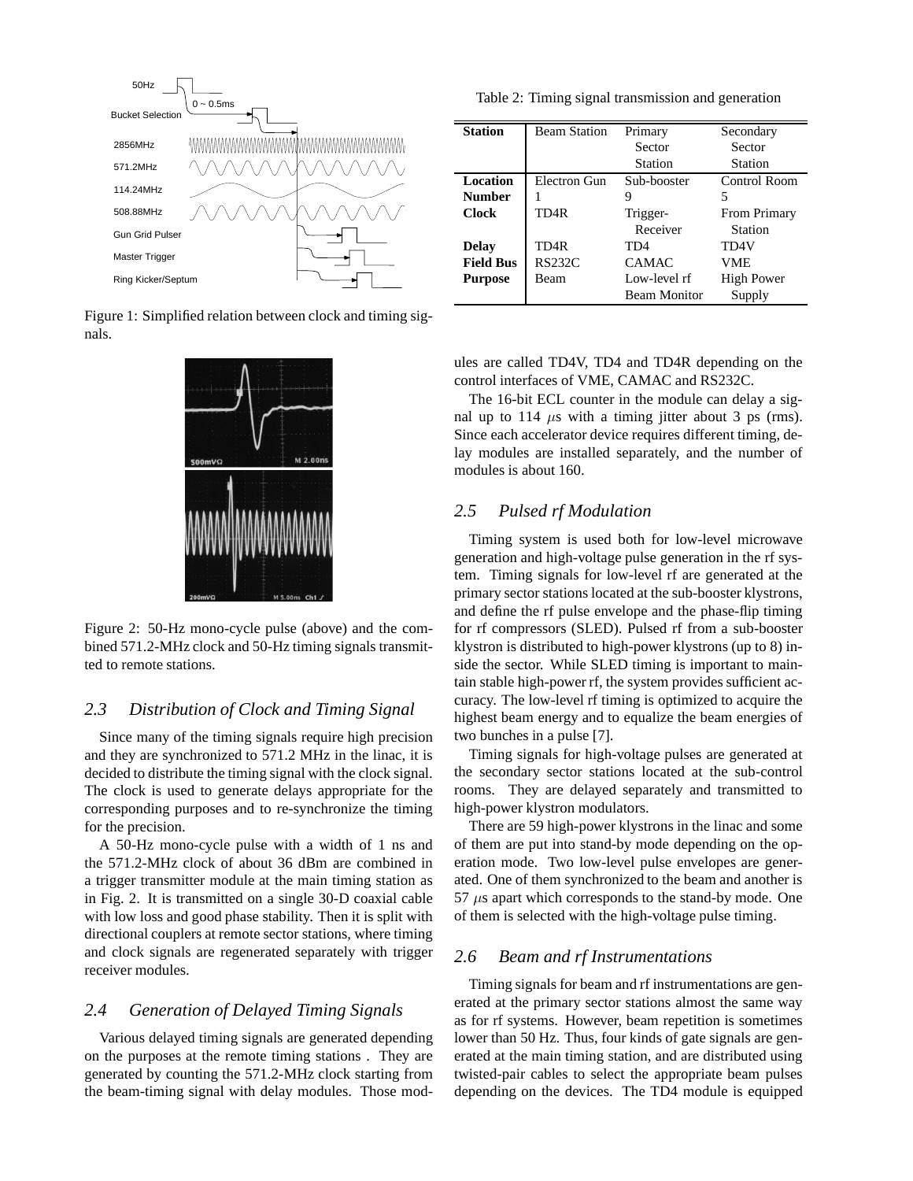Figure 1: Simplified relation between clock and timing signals.

Figure 2: 50-Hz mono-cycle pulse (above) and the combined 571.2-MHz clock and 50-Hz timing signals transmitted to remote stations.

### 2.3 Distribution of Clock and Timing Signal

Since many of the timing signals require high precision and they are synchronized to 571.2 MHz in the linac, it is decided to distribute the timing signal with the clock signal. The clock is used to generate delays appropriate for the corresponding purposes and to re-synchronize the timing for the precision.

A 50-Hz mono-cycle pulse with a width of 1 ns and the 571.2-MHz clock of about 36 dBm are combined in a trigger transmitter module at the main timing station as in Fig. 2. It is transmitted on a single 30-D coaxial cable with low loss and good phase stability. Then it is split with directional couplers at remote sector stations, where timing and clock signals are regenerated separately with trigger receiver modules.

### 2.4 Generation of Delayed Timing Signals

Various delayed timing signals are generated depending on the purposes at the remote timing stations . They are generated by counting the 571.2-MHz clock starting from the beam-timing signal with delay modules. Those modules are called TD4V, TD4 and TD4R depending on the control interfaces of VME, CAMAC and RS232C.

Table 2: Timing signal transmission and generation

| Station | Beam Station | Primary Sector Station | Secondary Sector Station |
|---|---|---|---|
| **Location** | Electron Gun | Sub-booster | Control Room |
| **Number** | 1 | 9 | 5 |
| **Clock** | TD4R | Trigger-Receiver | From Primary Station |
| **Delay** | TD4R | TD4 | TD4V |
| **Field Bus** | RS232C | CAMAC | VME |
| **Purpose** | Beam | Low-level rf Beam Monitor | High Power Supply |

The 16-bit ECL counter in the module can delay a signal up to 114 $\mu$s with a timing jitter about 3 ps (rms). Since each accelerator device requires different timing, delay modules are installed separately, and the number of modules is about 160.

### 2.5 Pulsed rf Modulation

Timing system is used both for low-level microwave generation and high-voltage pulse generation in the rf system. Timing signals for low-level rf are generated at the primary sector stations located at the sub-booster klystrons, and define the rf pulse envelope and the phase-flip timing for rf compressors (SLED). Pulsed rf from a sub-booster klystron is distributed to high-power klystrons (up to 8) inside the sector. While SLED timing is important to maintain stable high-power rf, the system provides sufficient accuracy. The low-level rf timing is optimized to acquire the highest beam energy and to equalize the beam energies of two bunches in a pulse [7].

Timing signals for high-voltage pulses are generated at the secondary sector stations located at the sub-control rooms. They are delayed separately and transmitted to high-power klystron modulators.

There are 59 high-power klystrons in the linac and some of them are put into stand-by mode depending on the operation mode. Two low-level pulse envelopes are generated. One of them synchronized to the beam and another is 57 $\mu$s apart which corresponds to the stand-by mode. One of them is selected with the high-voltage pulse timing.

### 2.6 Beam and rf Instrumentations

Timing signals for beam and rf instrumentations are generated at the primary sector stations almost the same way as for rf systems. However, beam repetition is sometimes lower than 50 Hz. Thus, four kinds of gate signals are generated at the main timing station, and are distributed using twisted-pair cables to select the appropriate beam pulses depending on the devices. The TD4 module is equipped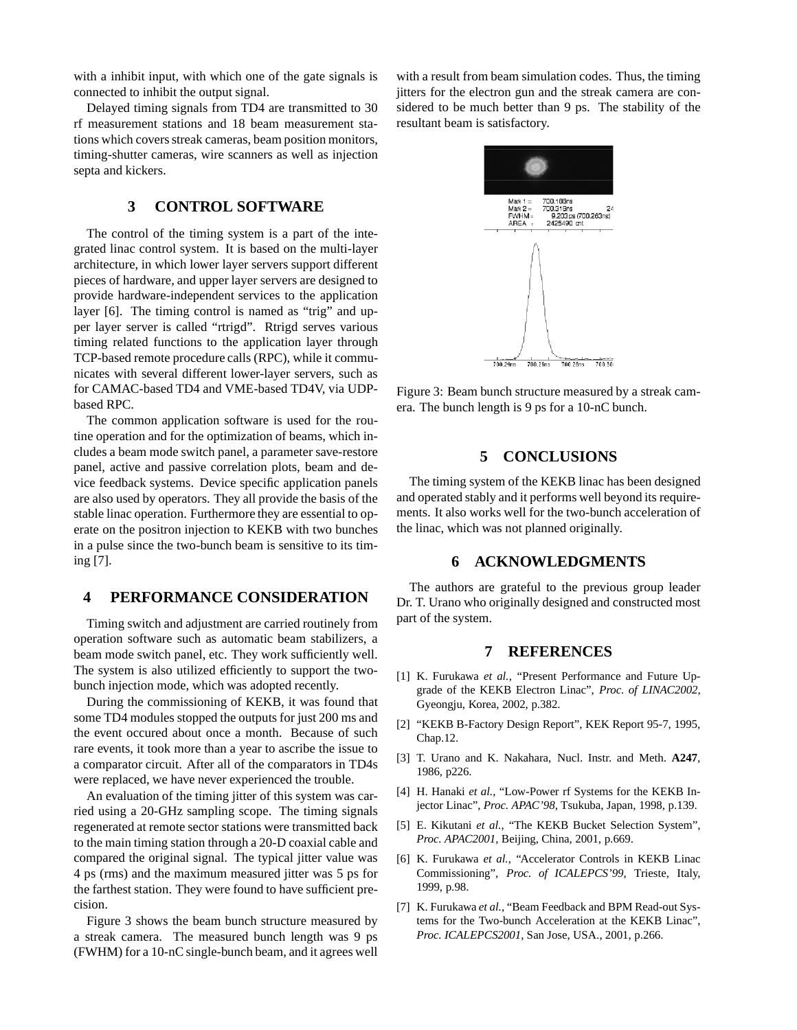with a inhibit input, with which one of the gate signals is connected to inhibit the output signal.

Delayed timing signals from TD4 are transmitted to 30 rf measurement stations and 18 beam measurement stations which covers streak cameras, beam position monitors, timing-shutter cameras, wire scanners as well as injection septa and kickers.

## 3 CONTROL SOFTWARE

The control of the timing system is a part of the integrated linac control system. It is based on the multi-layer architecture, in which lower layer servers support different pieces of hardware, and upper layer servers are designed to provide hardware-independent services to the application layer [6]. The timing control is named as "trig" and upper layer server is called "rtrigd". Rtrigd serves various timing related functions to the application layer through TCP-based remote procedure calls (RPC), while it communicates with several different lower-layer servers, such as for CAMAC-based TD4 and VME-based TD4V, via UDP-based RPC.

The common application software is used for the routine operation and for the optimization of beams, which includes a beam mode switch panel, a parameter save-restore panel, active and passive correlation plots, beam and device feedback systems. Device specific application panels are also used by operators. They all provide the basis of the stable linac operation. Furthermore they are essential to operate on the positron injection to KEKB with two bunches in a pulse since the two-bunch beam is sensitive to its timing [7].

## 4 PERFORMANCE CONSIDERATION

Timing switch and adjustment are carried routinely from operation software such as automatic beam stabilizers, a beam mode switch panel, etc. They work sufficiently well. The system is also utilized efficiently to support the two-bunch injection mode, which was adopted recently.

During the commissioning of KEKB, it was found that some TD4 modules stopped the outputs for just 200 ms and the event occured about once a month. Because of such rare events, it took more than a year to ascribe the issue to a comparator circuit. After all of the comparators in TD4s were replaced, we have never experienced the trouble.

An evaluation of the timing jitter of this system was carried using a 20-GHz sampling scope. The timing signals regenerated at remote sector stations were transmitted back to the main timing station through a 20-D coaxial cable and compared the original signal. The typical jitter value was 4 ps (rms) and the maximum measured jitter was 5 ps for the farthest station. They were found to have sufficient precision.

Figure 3 shows the beam bunch structure measured by a streak camera. The measured bunch length was 9 ps (FWHM) for a 10-nC single-bunch beam, and it agrees well with a result from beam simulation codes. Thus, the timing jitters for the electron gun and the streak camera are considered to be much better than 9 ps. The stability of the resultant beam is satisfactory.

Mark 1 = 700.188ns
Mark 2 = 700.319ns
FWHM = 9.203ps (700.263ns)
AREA = 2425490 cnt

Figure 3: Beam bunch structure measured by a streak camera. The bunch length is 9 ps for a 10-nC bunch.

## 5 CONCLUSIONS

The timing system of the KEKB linac has been designed and operated stably and it performs well beyond its requirements. It also works well for the two-bunch acceleration of the linac, which was not planned originally.

## 6 ACKNOWLEDGMENTS

The authors are grateful to the previous group leader Dr. T. Urano who originally designed and constructed most part of the system.

## 7 REFERENCES

[1] K. Furukawa *et al.*, "Present Performance and Future Upgrade of the KEKB Electron Linac", *Proc. of LINAC2002*, Gyeongju, Korea, 2002, p.382.

[2] "KEKB B-Factory Design Report", KEK Report 95-7, 1995, Chap.12.

[3] T. Urano and K. Nakahara, Nucl. Instr. and Meth. **A247**, 1986, p226.

[4] H. Hanaki *et al.*, "Low-Power rf Systems for the KEKB Injector Linac", *Proc. APAC'98*, Tsukuba, Japan, 1998, p.139.

[5] E. Kikutani *et al.*, "The KEKB Bucket Selection System", *Proc. APAC2001*, Beijing, China, 2001, p.669.

[6] K. Furukawa *et al.*, "Accelerator Controls in KEKB Linac Commissioning", *Proc. of ICALEPCS'99*, Trieste, Italy, 1999, p.98.

[7] K. Furukawa *et al.*, "Beam Feedback and BPM Read-out Systems for the Two-bunch Acceleration at the KEKB Linac", *Proc. ICALEPCS2001*, San Jose, USA., 2001, p.266.